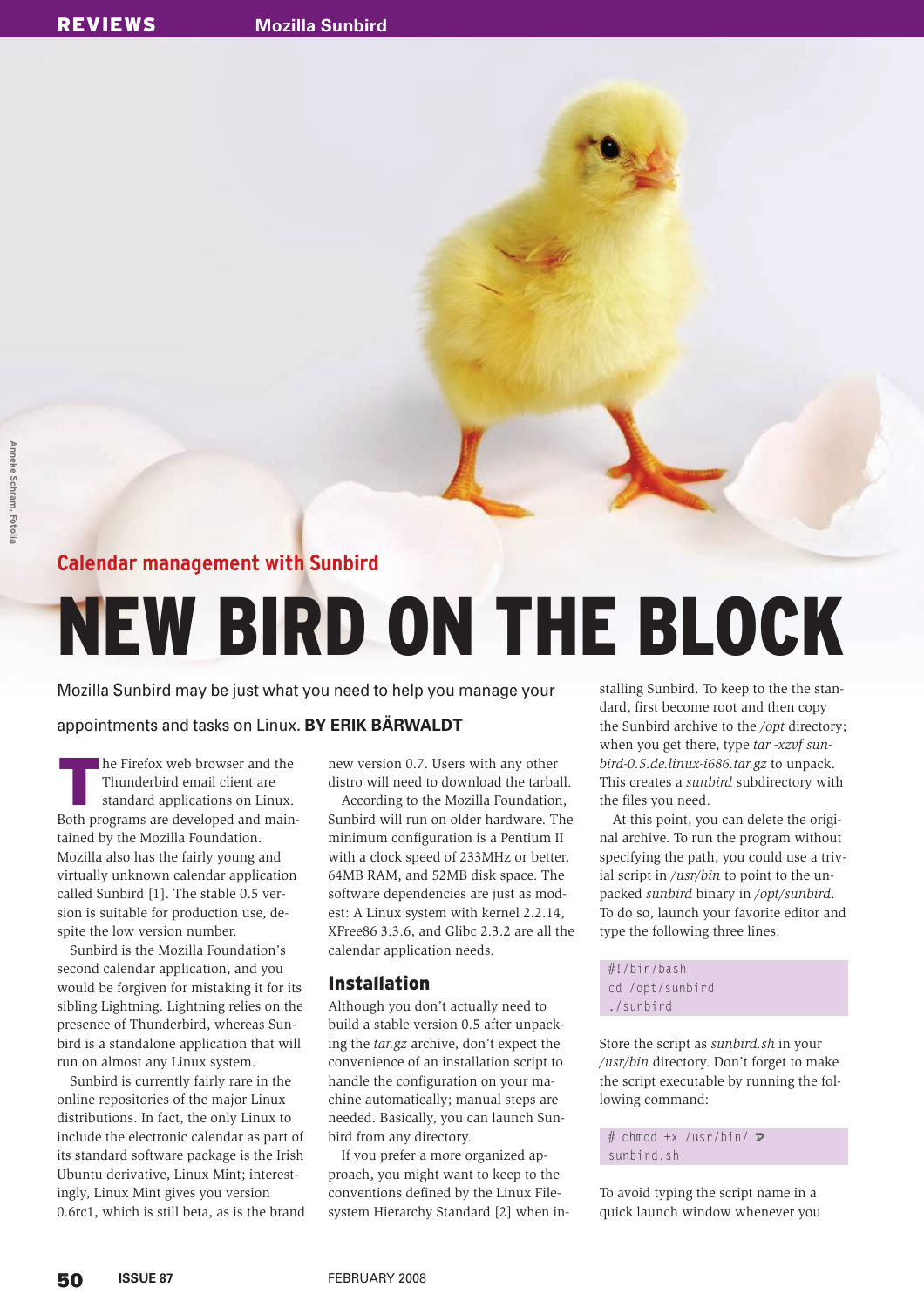Calendar management with Sunbird

# NEW BIRD ON THE BLOCK

Mozilla Sunbird may be just what you need to help you manage your appointments and tasks on Linux. **BY ERIK BÄRWALDT**

The Firefox web browser and the Thunderbird email client are standard applications on Linux. Both programs are developed and maintained by the Mozilla Foundation. Mozilla also has the fairly young and virtually unknown calendar application called Sunbird [1]. The stable 0.5 version is suitable for production use, despite the low version number.

Sunbird is the Mozilla Foundation's second calendar application, and you would be forgiven for mistaking it for its sibling Lightning. Lightning relies on the presence of Thunderbird, whereas Sunbird is a standalone application that will run on almost any Linux system.

Sunbird is currently fairly rare in the online repositories of the major Linux distributions. In fact, the only Linux to include the electronic calendar as part of its standard software package is the Irish Ubuntu derivative, Linux Mint; interestingly, Linux Mint gives you version 0.6rc1, which is still beta, as is the brand new version 0.7. Users with any other distro will need to download the tarball.

According to the Mozilla Foundation, Sunbird will run on older hardware. The minimum configuration is a Pentium II with a clock speed of 233MHz or better, 64MB RAM, and 52MB disk space. The software dependencies are just as modest: A Linux system with kernel 2.2.14, XFree86 3.3.6, and Glibc 2.3.2 are all the calendar application needs.

## Installation

Although you don't actually need to build a stable version 0.5 after unpacking the *tar.gz* archive, don't expect the convenience of an installation script to handle the configuration on your machine automatically; manual steps are needed. Basically, you can launch Sunbird from any directory.

If you prefer a more organized approach, you might want to keep to the conventions defined by the Linux Filesystem Hierarchy Standard [2] when installing Sunbird. To keep to the the standard, first become root and then copy the Sunbird archive to the */opt* directory; when you get there, type *tar -xzvf sunbird-0.5.de.linux-i686.tar.gz* to unpack. This creates a *sunbird* subdirectory with the files you need.

At this point, you can delete the original archive. To run the program without specifying the path, you could use a trivial script in */usr/bin* to point to the unpacked *sunbird* binary in */opt/sunbird*. To do so, launch your favorite editor and type the following three lines:

```
#!/bin/bash
cd /opt/sunbird
./sunbird
```

Store the script as *sunbird.sh* in your */usr/bin* directory. Don't forget to make the script executable by running the following command:

```
# chmod +x /usr/bin/sunbird.sh
```

To avoid typing the script name in a quick launch window whenever you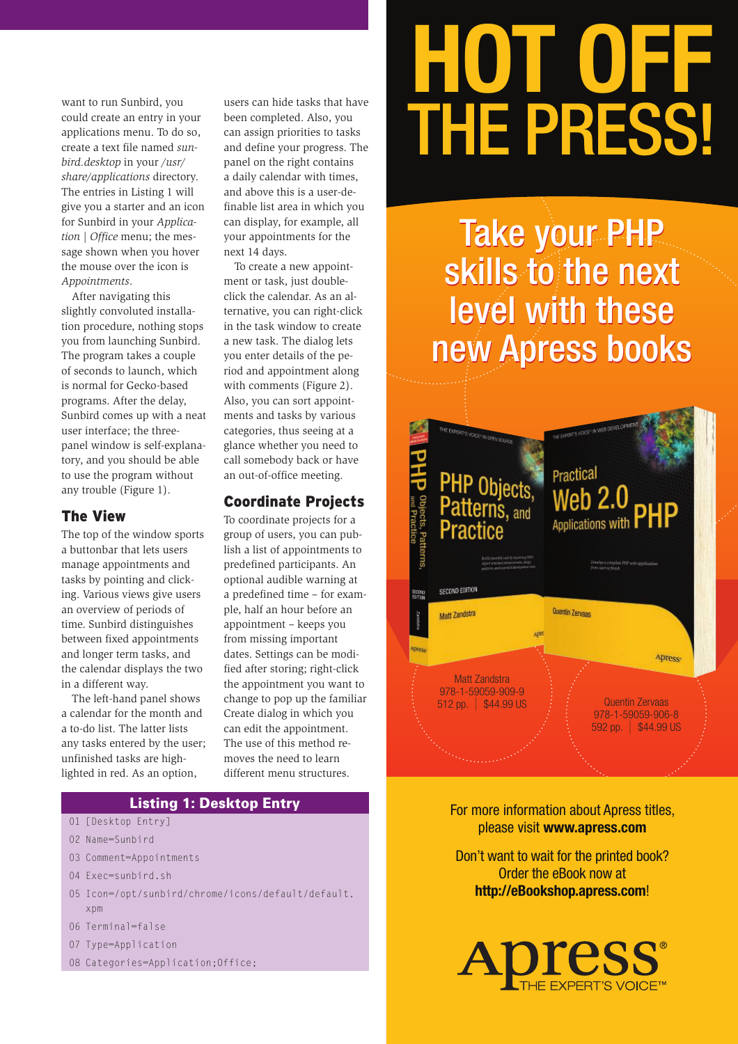want to run Sunbird, you could create an entry in your applications menu. To do so, create a text file named *sunbird.desktop* in your */usr/share/applications* directory. The entries in Listing 1 will give you a starter and an icon for Sunbird in your *Application | Office* menu; the message shown when you hover the mouse over the icon is *Appointments*.

After navigating this slightly convoluted installation procedure, nothing stops you from launching Sunbird. The program takes a couple of seconds to launch, which is normal for Gecko-based programs. After the delay, Sunbird comes up with a neat user interface; the three-panel window is self-explanatory, and you should be able to use the program without any trouble (Figure 1).

## The View

The top of the window sports a buttonbar that lets users manage appointments and tasks by pointing and clicking. Various views give users an overview of periods of time. Sunbird distinguishes between fixed appointments and longer term tasks, and the calendar displays the two in a different way.

The left-hand panel shows a calendar for the month and a to-do list. The latter lists any tasks entered by the user; unfinished tasks are highlighted in red. As an option, users can hide tasks that have been completed. Also, you can assign priorities to tasks and define your progress. The panel on the right contains a daily calendar with times, and above this is a user-definable list area in which you can display, for example, all your appointments for the next 14 days.

To create a new appointment or task, just double-click the calendar. As an alternative, you can right-click in the task window to create a new task. The dialog lets you enter details of the period and appointment along with comments (Figure 2). Also, you can sort appointments and tasks by various categories, thus seeing at a glance whether you need to call somebody back or have an out-of-office meeting.

## Coordinate Projects

To coordinate projects for a group of users, you can publish a list of appointments to predefined participants. An optional audible warning at a predefined time – for example, half an hour before an appointment – keeps you from missing important dates. Settings can be modified after storing; right-click the appointment you want to change to pop up the familiar Create dialog in which you can edit the appointment. The use of this method removes the need to learn different menu structures.

### Listing 1: Desktop Entry

```
01 [Desktop Entry]
02 Name=Sunbird
03 Comment=Appointments
04 Exec=sunbird.sh
05 Icon=/opt/sunbird/chrome/icons/default/default.xpm
06 Terminal=false
07 Type=Application
08 Categories=Application;Office;
```

# HOT OFF THE PRESS!

## Take your PHP skills to the next level with these new Apress books

**PHP Objects, Patterns, and Practice**, Second Edition
Matt Zandstra
978-1-59059-909-9
512 pp. | $44.99 US

**Practical Web 2.0 Applications with PHP**
Quentin Zervaas
978-1-59059-906-8
592 pp. | $44.99 US

For more information about Apress titles, please visit **www.apress.com**

Don't want to wait for the printed book? Order the eBook now at **http://eBookshop.apress.com**!

Apress® THE EXPERT'S VOICE™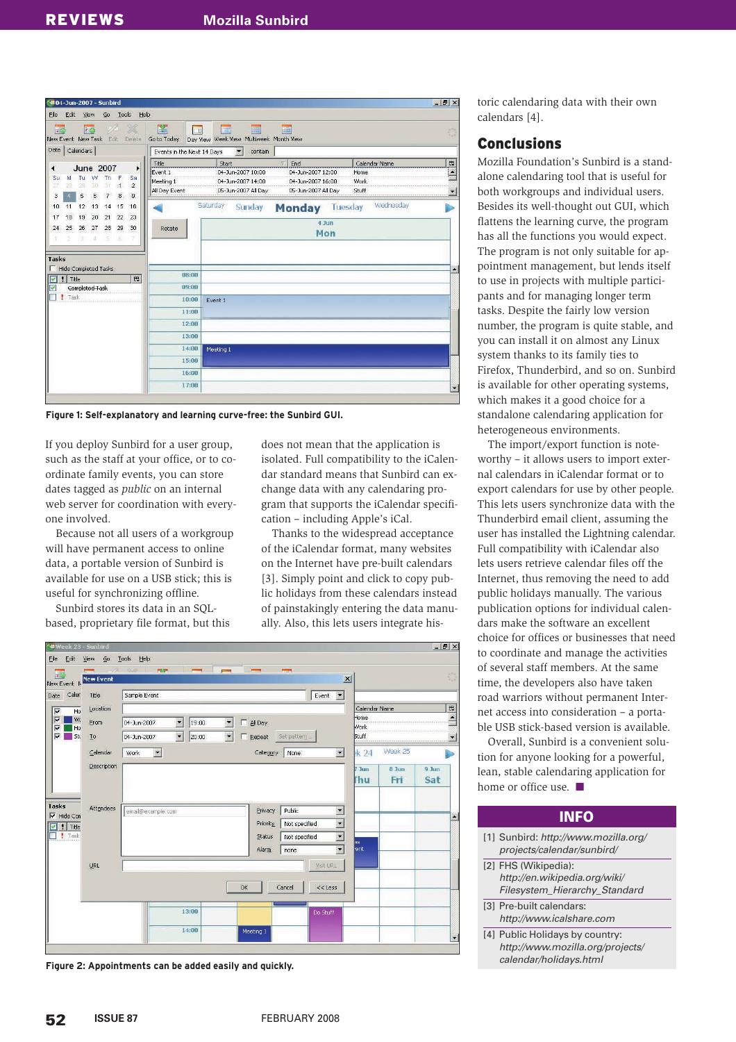toric calendaring data with their own calendars [4].

## Conclusions

Mozilla Foundation's Sunbird is a standalone calendaring tool that is useful for both workgroups and individual users. Besides its well-thought out GUI, which flattens the learning curve, the program has all the functions you would expect. The program is not only suitable for appointment management, but lends itself to use in projects with multiple participants and for managing longer term tasks. Despite the fairly low version number, the program is quite stable, and you can install it on almost any Linux system thanks to its family ties to Firefox, Thunderbird, and so on. Sunbird is available for other operating systems, which makes it a good choice for a standalone calendaring application for heterogeneous environments.

The import/export function is noteworthy – it allows users to import external calendars in iCalendar format or to export calendars for use by other people. This lets users synchronize data with the Thunderbird email client, assuming the user has installed the Lightning calendar. Full compatibility with iCalendar also lets users retrieve calendar files off the Internet, thus removing the need to add public holidays manually. The various publication options for individual calendars make the software an excellent choice for offices or businesses that need to coordinate and manage the activities of several staff members. At the same time, the developers also have taken road warriors without permanent Internet access into consideration – a portable USB stick-based version is available.

Overall, Sunbird is a convenient solution for anyone looking for a powerful, lean, stable calendaring application for home or office use. ■

**Figure 1: Self-explanatory and learning curve-free: the Sunbird GUI.**

If you deploy Sunbird for a user group, such as the staff at your office, or to coordinate family events, you can store dates tagged as *public* on an internal web server for coordination with everyone involved.

Because not all users of a workgroup will have permanent access to online data, a portable version of Sunbird is available for use on a USB stick; this is useful for synchronizing offline.

Sunbird stores its data in an SQL-based, proprietary file format, but this does not mean that the application is isolated. Full compatibility to the iCalendar standard means that Sunbird can exchange data with any calendaring program that supports the iCalendar specification – including Apple's iCal.

Thanks to the widespread acceptance of the iCalendar format, many websites on the Internet have pre-built calendars [3]. Simply point and click to copy public holidays from these calendars instead of painstakingly entering the data manually. Also, this lets users integrate his-

**Figure 2: Appointments can be added easily and quickly.**

## INFO

[1] Sunbird: *http://www.mozilla.org/projects/calendar/sunbird/*

[2] FHS (Wikipedia): *http://en.wikipedia.org/wiki/Filesystem_Hierarchy_Standard*

[3] Pre-built calendars: *http://www.icalshare.com*

[4] Public Holidays by country: *http://www.mozilla.org/projects/calendar/holidays.html*